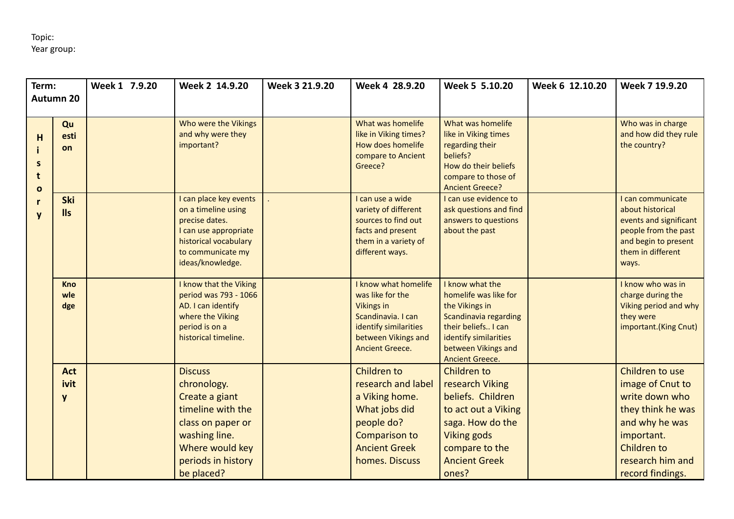Topic:
Year group:

| Term: Autumn 20 | | Week 1 7.9.20 | Week 2 14.9.20 | Week 3 21.9.20 | Week 4 28.9.20 | Week 5 5.10.20 | Week 6 12.10.20 | Week 7 19.9.20 |
|---|---|---|---|---|---|---|---|---|
| History | Question | | Who were the Vikings and why were they important? | | What was homelife like in Viking times? How does homelife compare to Ancient Greece? | What was homelife like in Viking times regarding their beliefs? How do their beliefs compare to those of Ancient Greece? | | Who was in charge and how did they rule the country? |
| | Skills | | I can place key events on a timeline using precise dates. I can use appropriate historical vocabulary to communicate my ideas/knowledge. | . | I can use a wide variety of different sources to find out facts and present them in a variety of different ways. | I can use evidence to ask questions and find answers to questions about the past | | I can communicate about historical events and significant people from the past and begin to present them in different ways. |
| | Knowledge | | I know that the Viking period was 793 - 1066 AD. I can identify where the Viking period is on a historical timeline. | | I know what homelife was like for the Vikings in Scandinavia. I can identify similarities between Vikings and Ancient Greece. | I know what the homelife was like for the Vikings in Scandinavia regarding their beliefs.. I can identify similarities between Vikings and Ancient Greece. | | I know who was in charge during the Viking period and why they were important.(King Cnut) |
| | Activity | | Discuss chronology. Create a giant timeline with the class on paper or washing line. Where would key periods in history be placed? | | Children to research and label a Viking home. What jobs did people do? Comparison to Ancient Greek homes. Discuss | Children to research Viking beliefs. Children to act out a Viking saga. How do the Viking gods compare to the Ancient Greek ones? | | Children to use image of Cnut to write down who they think he was and why he was important. Children to research him and record findings. |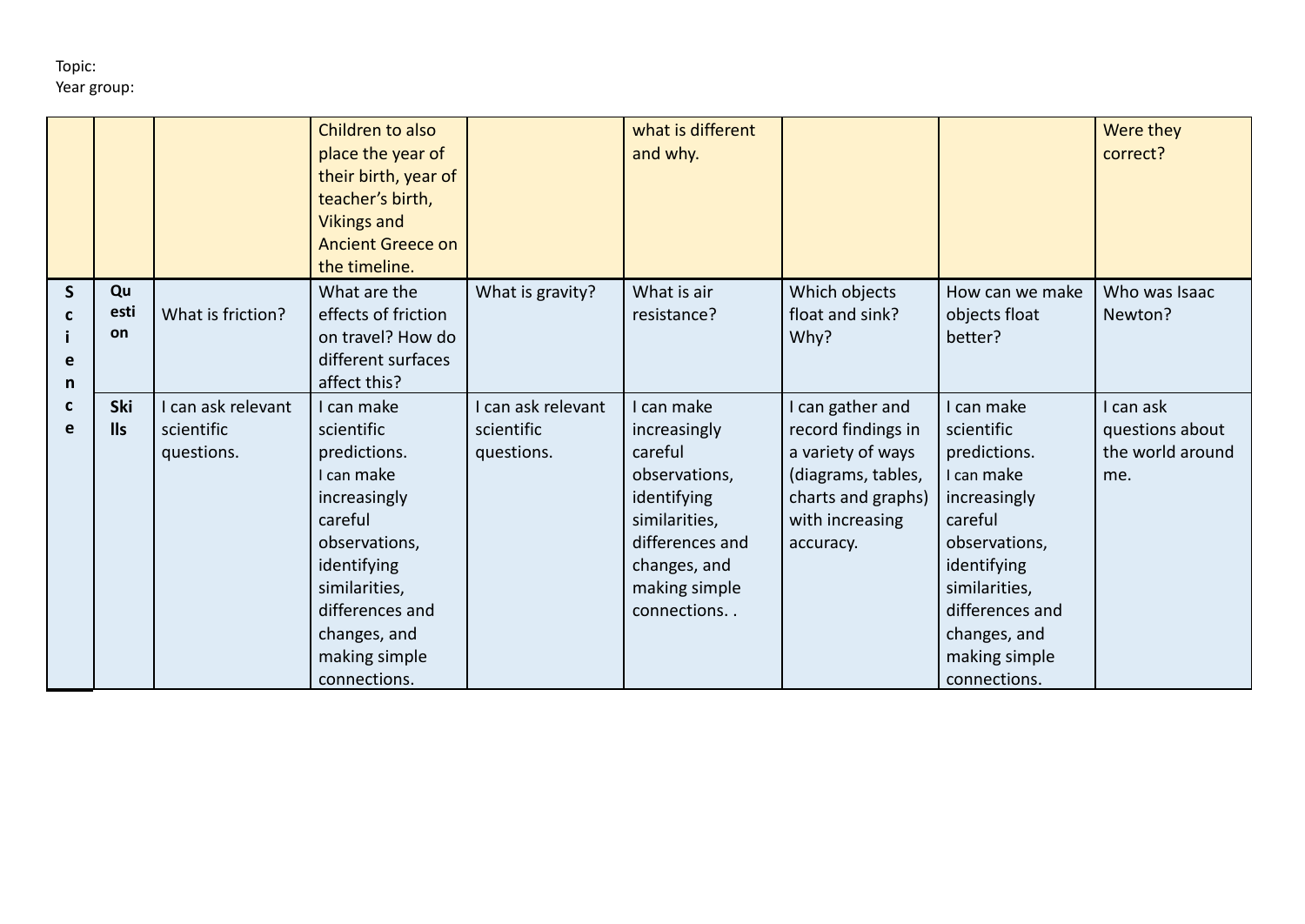Topic:
Year group:

| | | | | | | | | |
|---|---|---|---|---|---|---|---|---|
| | | | Children to also place the year of their birth, year of teacher's birth, Vikings and Ancient Greece on the timeline. | | what is different and why. | | | Were they correct? |
| **Science** | **Question** | What is friction? | What are the effects of friction on travel? How do different surfaces affect this? | What is gravity? | What is air resistance? | Which objects float and sink? Why? | How can we make objects float better? | Who was Isaac Newton? |
| | **Skills** | I can ask relevant scientific questions. | I can make scientific predictions. I can make increasingly careful observations, identifying similarities, differences and changes, and making simple connections. | I can ask relevant scientific questions. | I can make increasingly careful observations, identifying similarities, differences and changes, and making simple connections. . | I can gather and record findings in a variety of ways (diagrams, tables, charts and graphs) with increasing accuracy. | I can make scientific predictions. I can make increasingly careful observations, identifying similarities, differences and changes, and making simple connections. | I can ask questions about the world around me. |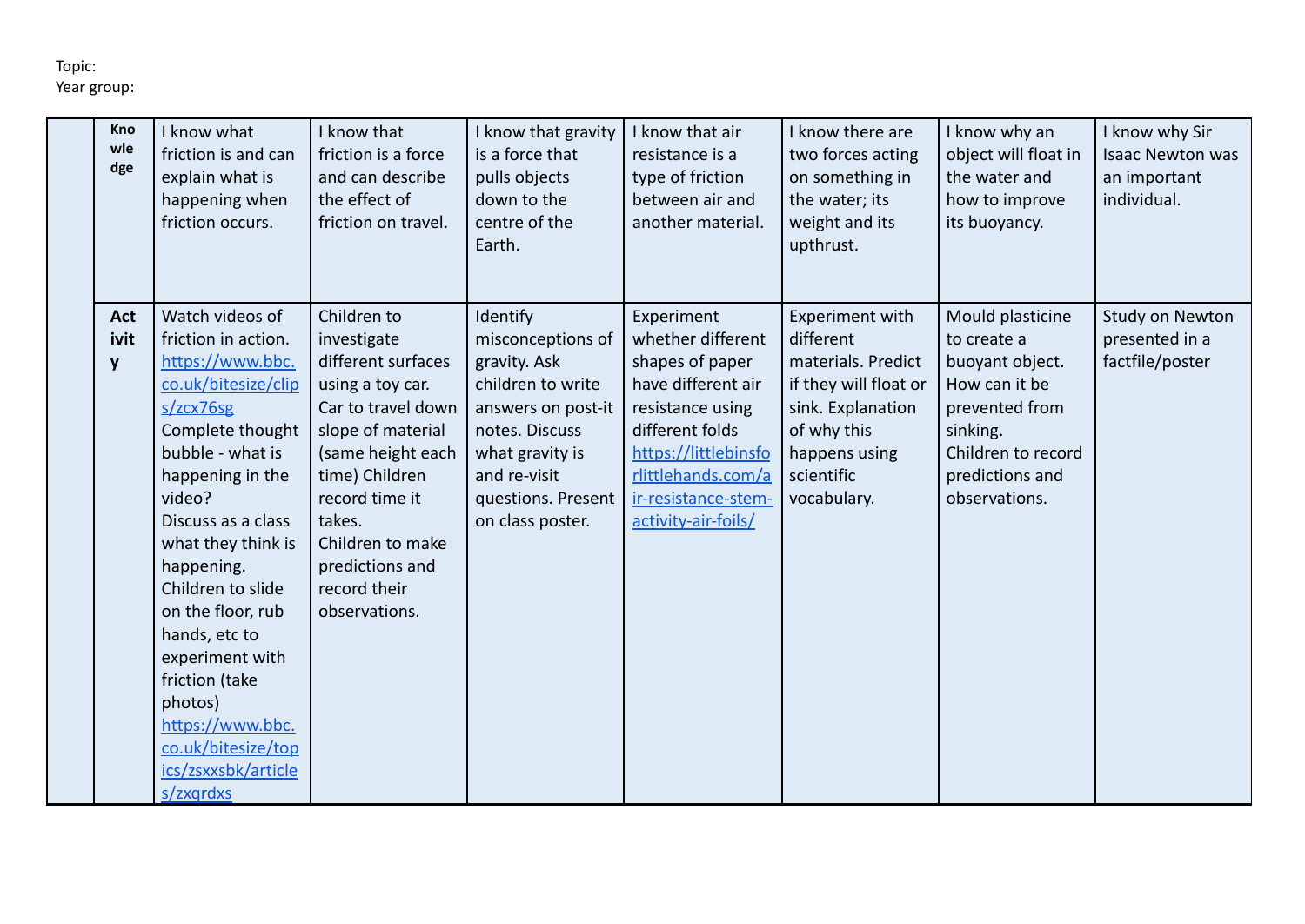Topic:
Year group:

| | | | | | | | | |
|---|---|---|---|---|---|---|---|---|
| | **Knowledge** | I know what friction is and can explain what is happening when friction occurs. | I know that friction is a force and can describe the effect of friction on travel. | I know that gravity is a force that pulls objects down to the centre of the Earth. | I know that air resistance is a type of friction between air and another material. | I know there are two forces acting on something in the water; its weight and its upthrust. | I know why an object will float in the water and how to improve its buoyancy. | I know why Sir Isaac Newton was an important individual. |
| | **Activity** | Watch videos of friction in action. https://www.bbc.co.uk/bitesize/clips/zcx76sg Complete thought bubble - what is happening in the video? Discuss as a class what they think is happening. Children to slide on the floor, rub hands, etc to experiment with friction (take photos) https://www.bbc.co.uk/bitesize/topics/zsxxsbk/articles/zxqrdxs | Children to investigate different surfaces using a toy car. Car to travel down slope of material (same height each time) Children record time it takes. Children to make predictions and record their observations. | Identify misconceptions of gravity. Ask children to write answers on post-it notes. Discuss what gravity is and re-visit questions. Present on class poster. | Experiment whether different shapes of paper have different air resistance using different folds https://littlebinsforlittlehands.com/air-resistance-stem-activity-air-foils/ | Experiment with different materials. Predict if they will float or sink. Explanation of why this happens using scientific vocabulary. | Mould plasticine to create a buoyant object. How can it be prevented from sinking. Children to record predictions and observations. | Study on Newton presented in a factfile/poster |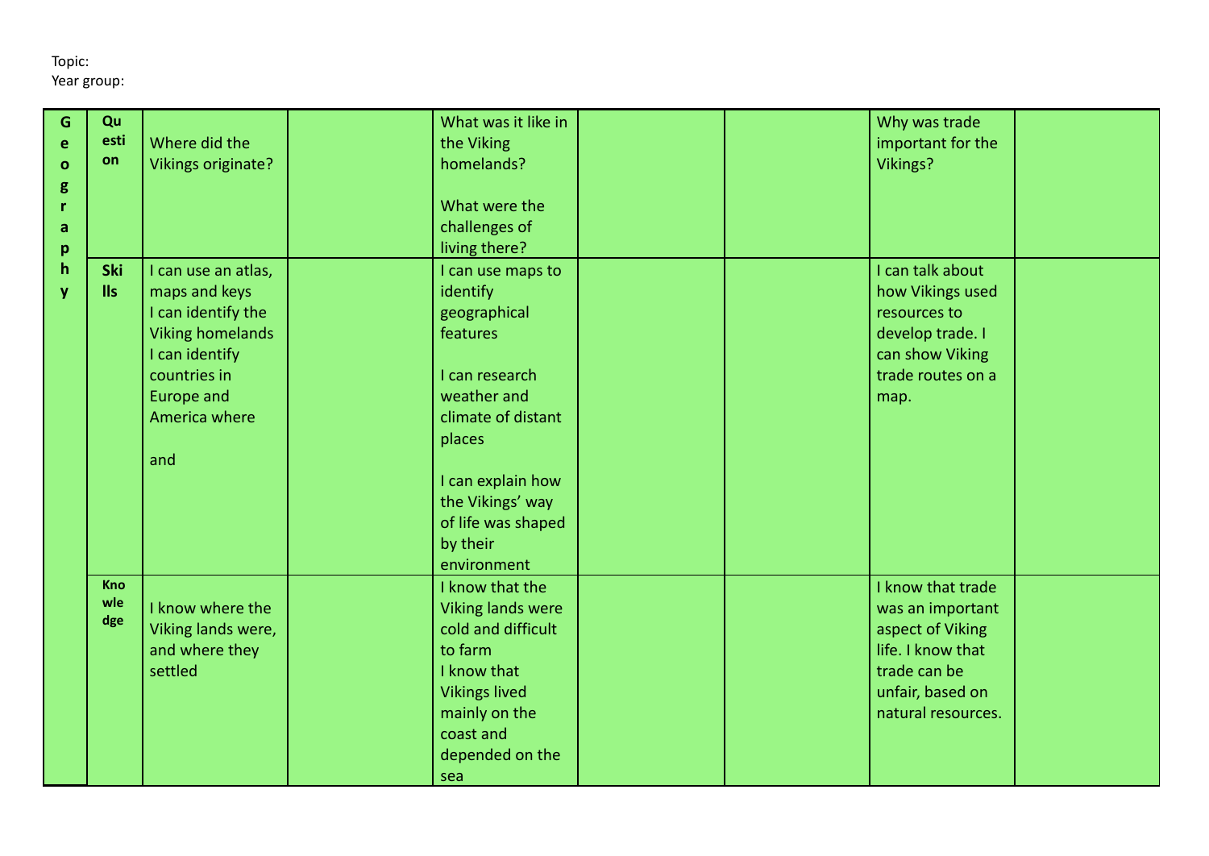Topic:
Year group:

| Geography | | | | | | | | |
|---|---|---|---|---|---|---|---|---|
| | Question | Where did the Vikings originate? | | What was it like in the Viking homelands?<br><br>What were the challenges of living there? | | | Why was trade important for the Vikings? | |
| | Skills | I can use an atlas, maps and keys<br>I can identify the Viking homelands<br>I can identify countries in Europe and America where<br><br>and | | I can use maps to identify geographical features<br><br>I can research weather and climate of distant places<br><br>I can explain how the Vikings' way of life was shaped by their environment | | | I can talk about how Vikings used resources to develop trade. I can show Viking trade routes on a map. | |
| | Knowledge | I know where the Viking lands were, and where they settled | | I know that the Viking lands were cold and difficult to farm<br>I know that Vikings lived mainly on the coast and depended on the sea | | | I know that trade was an important aspect of Viking life. I know that trade can be unfair, based on natural resources. | |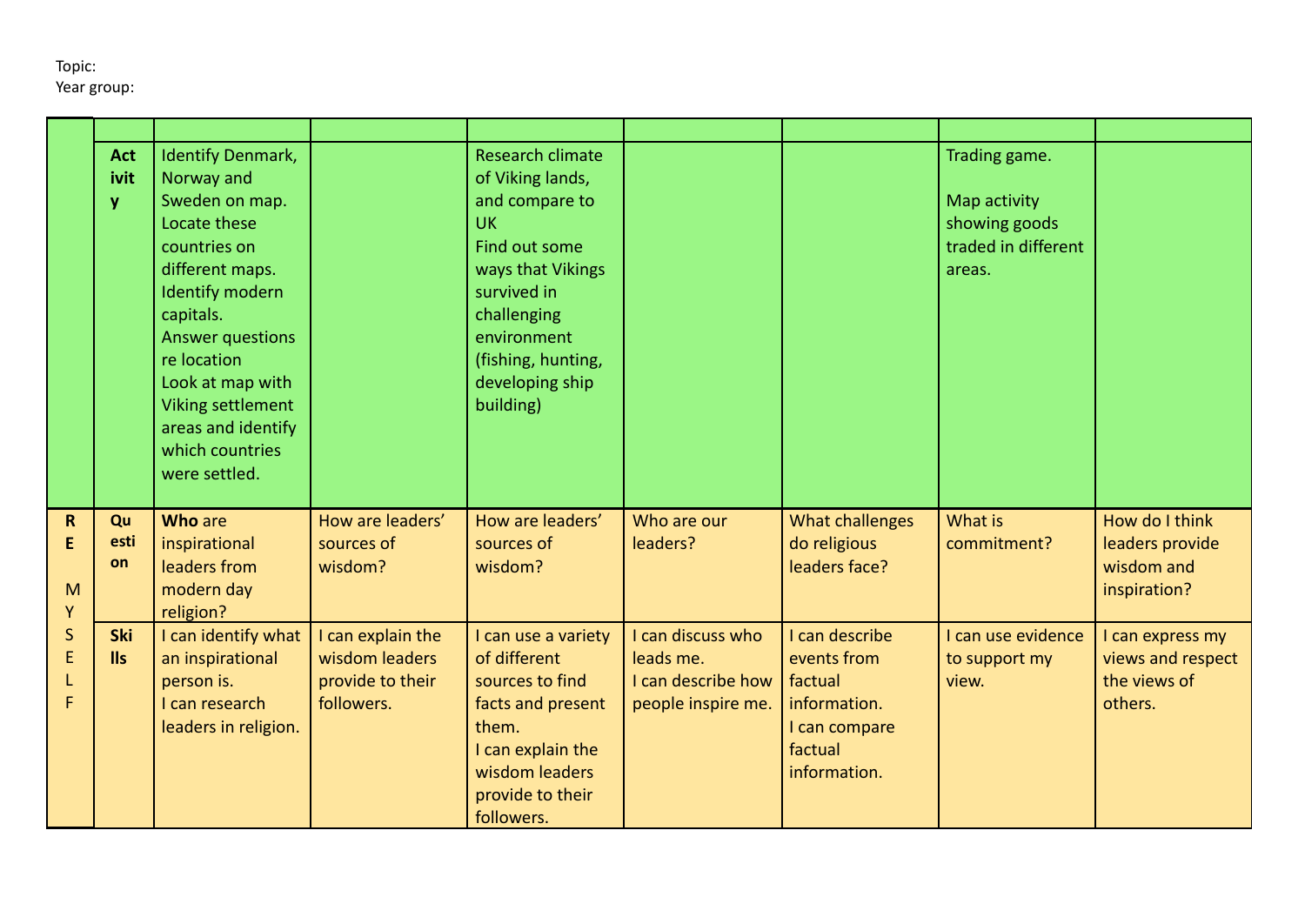Topic:
Year group:

| | | | | | | | | |
|---|---|---|---|---|---|---|---|---|
| | **Activity** | Identify Denmark, Norway and Sweden on map. Locate these countries on different maps. Identify modern capitals. Answer questions re location Look at map with Viking settlement areas and identify which countries were settled. | | Research climate of Viking lands, and compare to UK Find out some ways that Vikings survived in challenging environment (fishing, hunting, developing ship building) | | | Trading game. Map activity showing goods traded in different areas. | |
| **RE MYSELF** | **Question** | **Who** are inspirational leaders from modern day religion? | How are leaders' sources of wisdom? | How are leaders' sources of wisdom? | Who are our leaders? | What challenges do religious leaders face? | What is commitment? | How do I think leaders provide wisdom and inspiration? |
| | **Skills** | I can identify what an inspirational person is. I can research leaders in religion. | I can explain the wisdom leaders provide to their followers. | I can use a variety of different sources to find facts and present them. I can explain the wisdom leaders provide to their followers. | I can discuss who leads me. I can describe how people inspire me. | I can describe events from factual information. I can compare factual information. | I can use evidence to support my view. | I can express my views and respect the views of others. |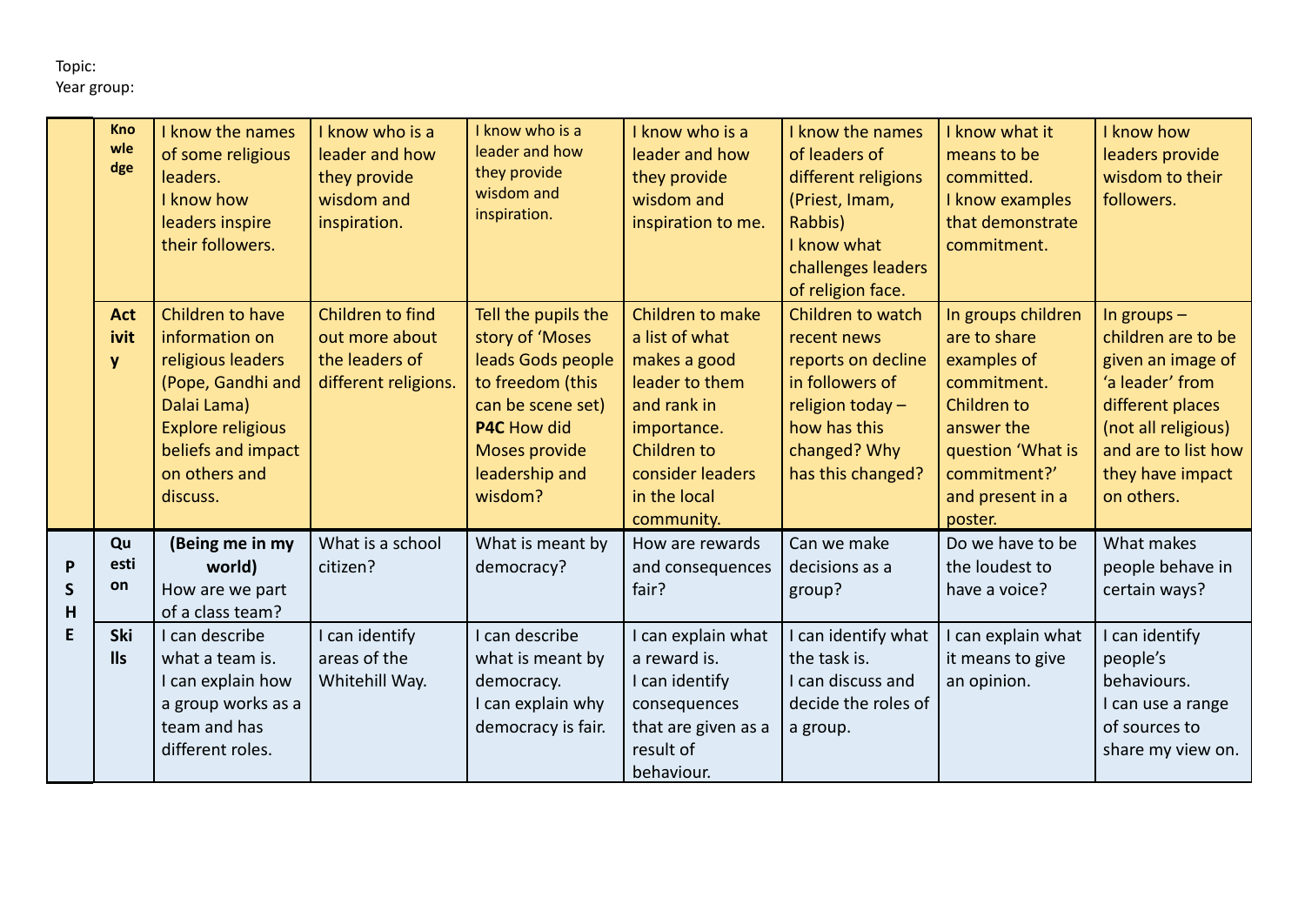Topic:
Year group:

| | | | | | | | | |
|---|---|---|---|---|---|---|---|---|
| | Knowledge | I know the names of some religious leaders.<br>I know how leaders inspire their followers. | I know who is a leader and how they provide wisdom and inspiration. | I know who is a leader and how they provide wisdom and inspiration. | I know who is a leader and how they provide wisdom and inspiration to me. | I know the names of leaders of different religions (Priest, Imam, Rabbis)<br>I know what challenges leaders of religion face. | I know what it means to be committed.<br>I know examples that demonstrate commitment. | I know how leaders provide wisdom to their followers. |
| | Activity | Children to have information on religious leaders (Pope, Gandhi and Dalai Lama)<br>Explore religious beliefs and impact on others and discuss. | Children to find out more about the leaders of different religions. | Tell the pupils the story of 'Moses leads Gods people to freedom (this can be scene set)<br>**P4C** How did Moses provide leadership and wisdom? | Children to make a list of what makes a good leader to them and rank in importance.<br>Children to consider leaders in the local community. | Children to watch recent news reports on decline in followers of religion today – how has this changed? Why has this changed? | In groups children are to share examples of commitment. Children to answer the question 'What is commitment?' and present in a poster. | In groups – children are to be given an image of 'a leader' from different places (not all religious) and are to list how they have impact on others. |
| PSHE | Question | **(Being me in my world)**<br>How are we part of a class team? | What is a school citizen? | What is meant by democracy? | How are rewards and consequences fair? | Can we make decisions as a group? | Do we have to be the loudest to have a voice? | What makes people behave in certain ways? |
| | Skills | I can describe what a team is.<br>I can explain how a group works as a team and has different roles. | I can identify areas of the Whitehill Way. | I can describe what is meant by democracy.<br>I can explain why democracy is fair. | I can explain what a reward is.<br>I can identify consequences that are given as a result of behaviour. | I can identify what the task is.<br>I can discuss and decide the roles of a group. | I can explain what it means to give an opinion. | I can identify people's behaviours.<br>I can use a range of sources to share my view on. |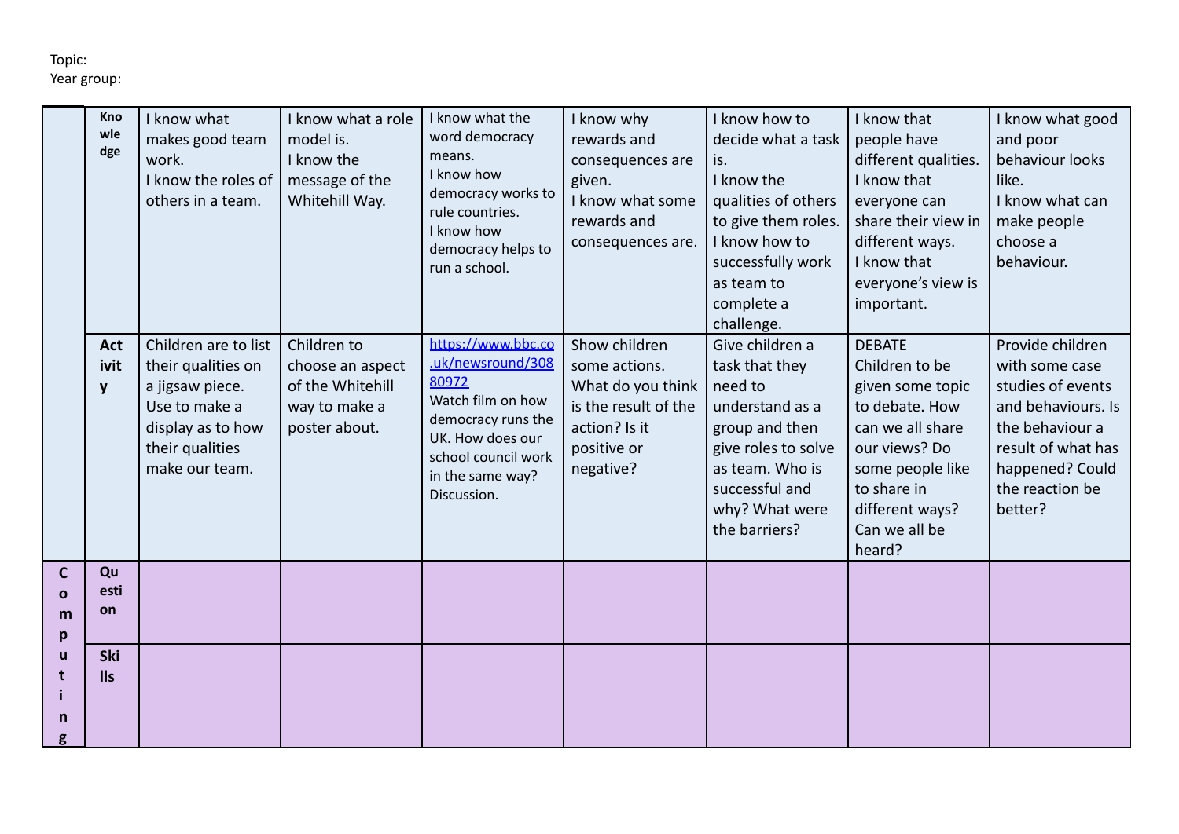Topic:
Year group:

| | | | | | | | | |
|---|---|---|---|---|---|---|---|---|
| | Knowledge | I know what makes good team work.<br>I know the roles of others in a team. | I know what a role model is.<br>I know the message of the Whitehill Way. | I know what the word democracy means.<br>I know how democracy works to rule countries.<br>I know how democracy helps to run a school. | I know why rewards and consequences are given.<br>I know what some rewards and consequences are. | I know how to decide what a task is.<br>I know the qualities of others to give them roles.<br>I know how to successfully work as team to complete a challenge. | I know that people have different qualities.<br>I know that everyone can share their view in different ways.<br>I know that everyone's view is important. | I know what good and poor behaviour looks like.<br>I know what can make people choose a behaviour. |
| | Activity | Children are to list their qualities on a jigsaw piece. Use to make a display as to how their qualities make our team. | Children to choose an aspect of the Whitehill way to make a poster about. | https://www.bbc.co.uk/newsround/30880972<br>Watch film on how democracy runs the UK. How does our school council work in the same way? Discussion. | Show children some actions. What do you think is the result of the action? Is it positive or negative? | Give children a task that they need to understand as a group and then give roles to solve as team. Who is successful and why? What were the barriers? | DEBATE<br>Children to be given some topic to debate. How can we all share our views? Do some people like to share in different ways? Can we all be heard? | Provide children with some case studies of events and behaviours. Is the behaviour a result of what has happened? Could the reaction be better? |
| Computing | Question | | | | | | | |
| | Skills | | | | | | | |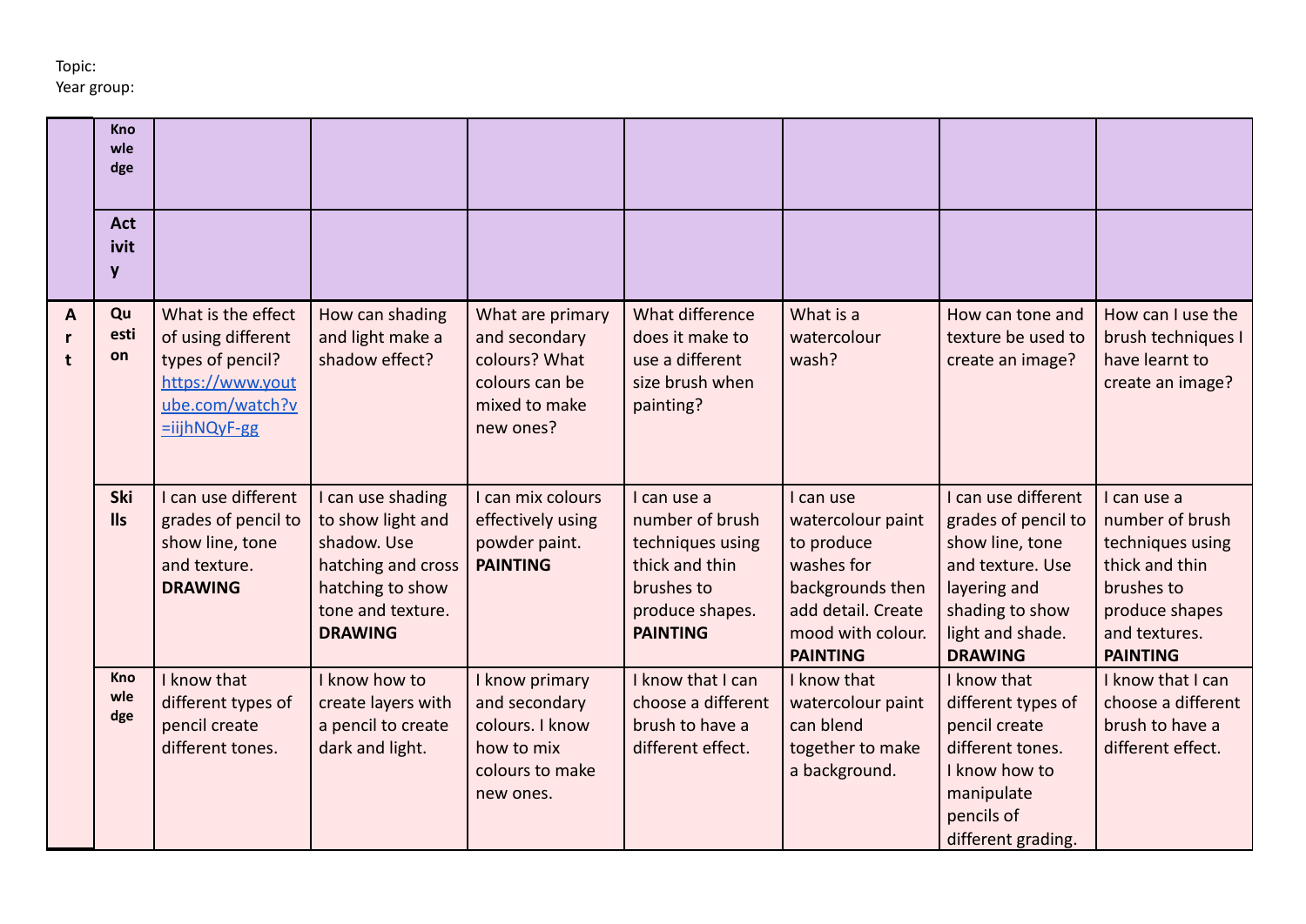Topic:
Year group:

| | | | | | | | | |
|---|---|---|---|---|---|---|---|---|
| | Knowledge | | | | | | | |
| | Activity | | | | | | | |
| Art | Question | What is the effect of using different types of pencil? https://www.youtube.com/watch?v=iijhNQyF-gg | How can shading and light make a shadow effect? | What are primary and secondary colours? What colours can be mixed to make new ones? | What difference does it make to use a different size brush when painting? | What is a watercolour wash? | How can tone and texture be used to create an image? | How can I use the brush techniques I have learnt to create an image? |
| | Skills | I can use different grades of pencil to show line, tone and texture. **DRAWING** | I can use shading to show light and shadow. Use hatching and cross hatching to show tone and texture. **DRAWING** | I can mix colours effectively using powder paint. **PAINTING** | I can use a number of brush techniques using thick and thin brushes to produce shapes. **PAINTING** | I can use watercolour paint to produce washes for backgrounds then add detail. Create mood with colour. **PAINTING** | I can use different grades of pencil to show line, tone and texture. Use layering and shading to show light and shade. **DRAWING** | I can use a number of brush techniques using thick and thin brushes to produce shapes and textures. **PAINTING** |
| | Knowledge | I know that different types of pencil create different tones. | I know how to create layers with a pencil to create dark and light. | I know primary and secondary colours. I know how to mix colours to make new ones. | I know that I can choose a different brush to have a different effect. | I know that watercolour paint can blend together to make a background. | I know that different types of pencil create different tones. I know how to manipulate pencils of different grading. | I know that I can choose a different brush to have a different effect. |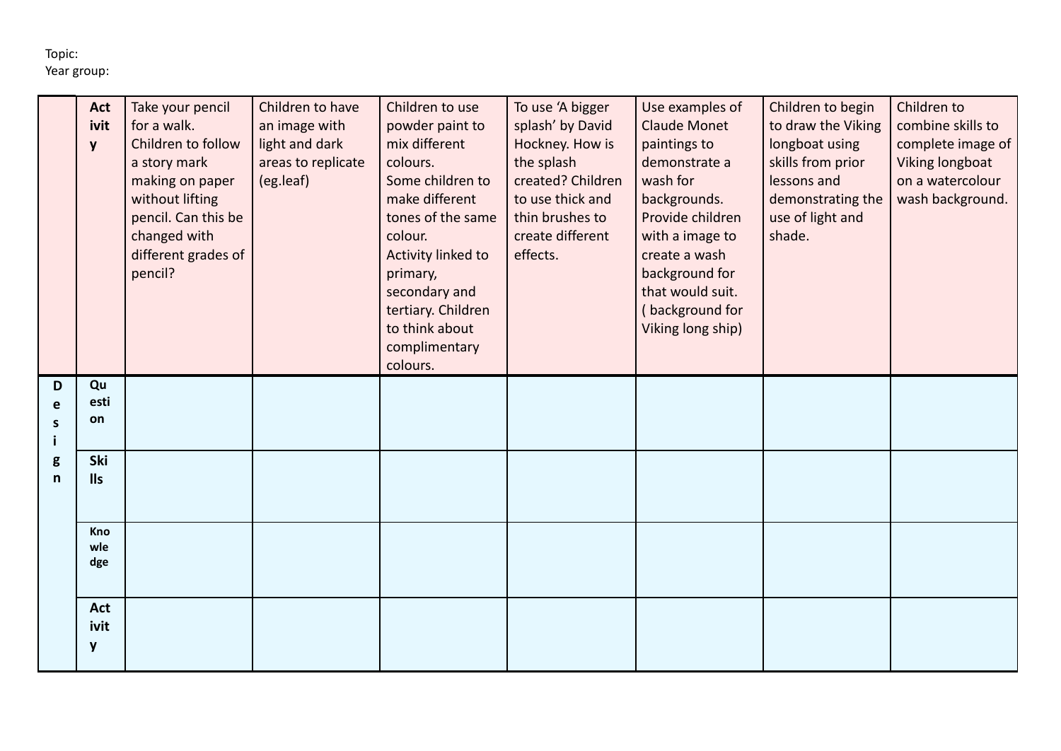Topic:
Year group:

| | Activity | Take your pencil for a walk. Children to follow a story mark making on paper without lifting pencil. Can this be changed with different grades of pencil? | Children to have an image with light and dark areas to replicate (eg.leaf) | Children to use powder paint to mix different colours. Some children to make different tones of the same colour. Activity linked to primary, secondary and tertiary. Children to think about complimentary colours. | To use 'A bigger splash' by David Hockney. How is the splash created? Children to use thick and thin brushes to create different effects. | Use examples of Claude Monet paintings to demonstrate a wash for backgrounds. Provide children with a image to create a wash background for that would suit. ( background for Viking long ship) | Children to begin to draw the Viking longboat using skills from prior lessons and demonstrating the use of light and shade. | Children to combine skills to complete image of Viking longboat on a watercolour wash background. |
|---|---|---|---|---|---|---|---|---|
| Design | Question | | | | | | | |
| | Skills | | | | | | | |
| | Knowledge | | | | | | | |
| | Activity | | | | | | | |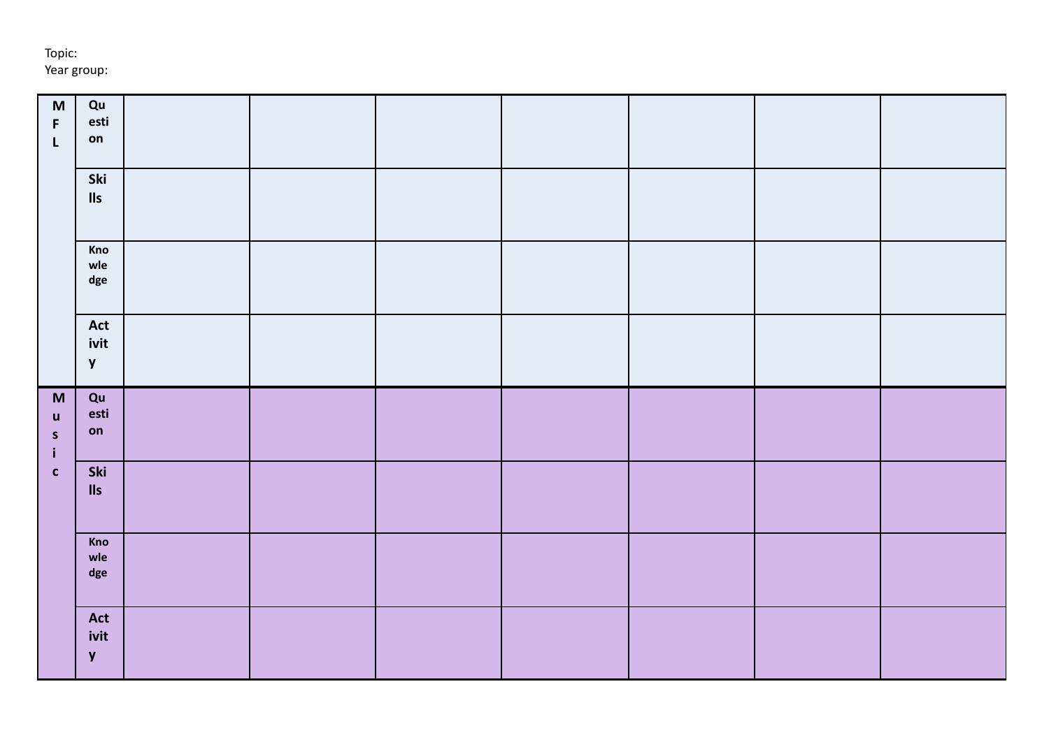Topic:
Year group:

| | | | | | | | | |
|---|---|---|---|---|---|---|---|---|
| MFL | Question | | | | | | | |
| | Skills | | | | | | | |
| | Knowledge | | | | | | | |
| | Activity | | | | | | | |
| Music | Question | | | | | | | |
| | Skills | | | | | | | |
| | Knowledge | | | | | | | |
| | Activity | | | | | | | |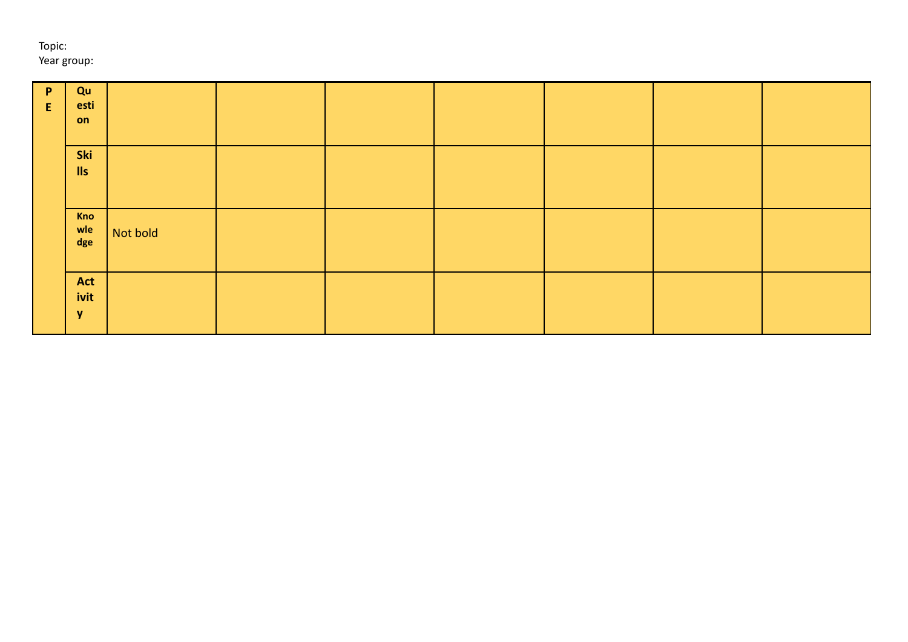Topic:
Year group:

| PE | Question | | | | | | | |
|---|---|---|---|---|---|---|---|---|
| | **Skills** | | | | | | | |
| | **Knowledge** | Not bold | | | | | | |
| | **Activity** | | | | | | | |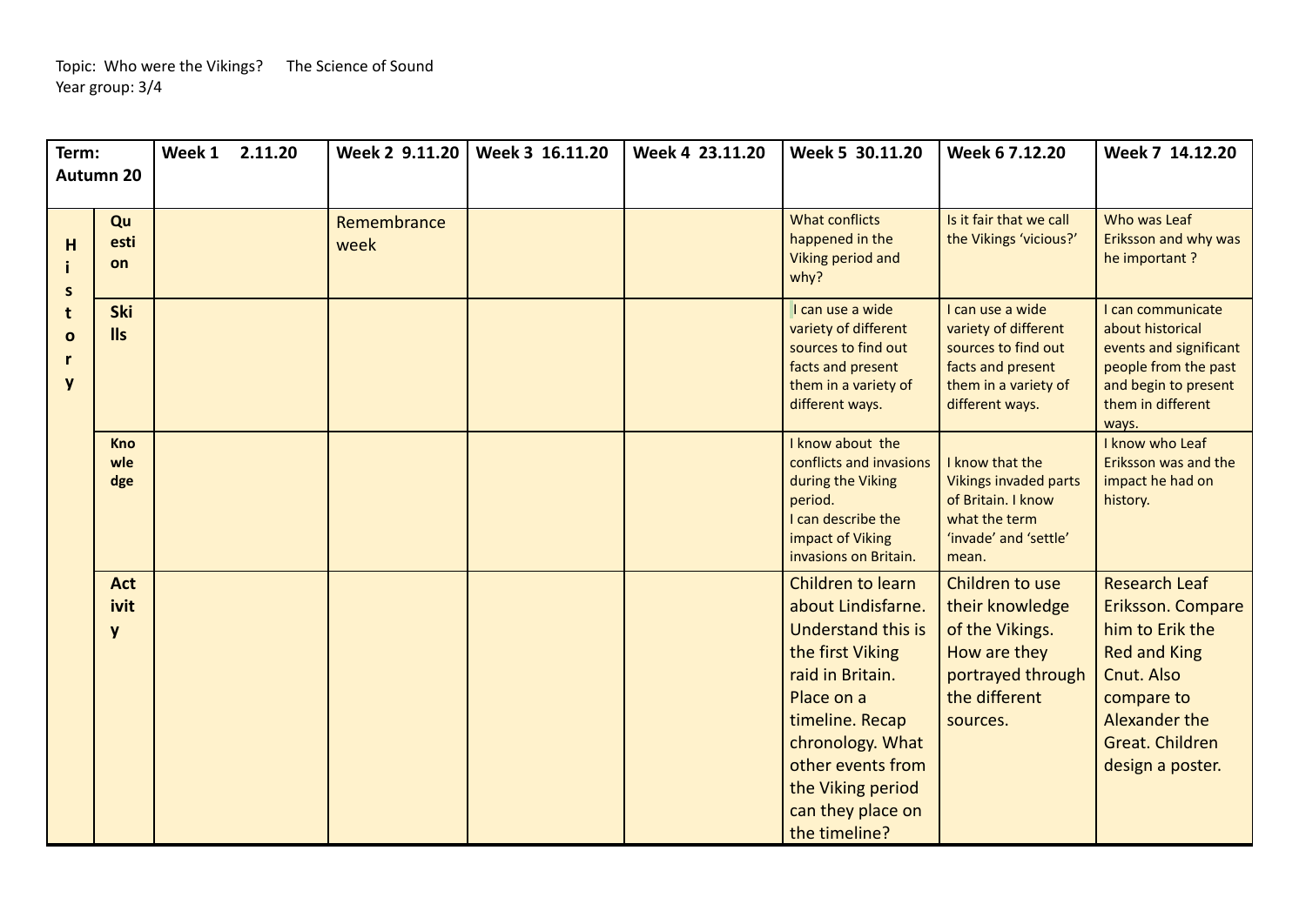Topic: Who were the Vikings? The Science of Sound
Year group: 3/4

| Term: Autumn 20 | | Week 1 2.11.20 | Week 2 9.11.20 | Week 3 16.11.20 | Week 4 23.11.20 | Week 5 30.11.20 | Week 6 7.12.20 | Week 7 14.12.20 |
|---|---|---|---|---|---|---|---|---|
| History | Question | | Remembrance week | | | What conflicts happened in the Viking period and why? | Is it fair that we call the Vikings 'vicious?' | Who was Leaf Eriksson and why was he important ? |
| | Skills | | | | | I can use a wide variety of different sources to find out facts and present them in a variety of different ways. | I can use a wide variety of different sources to find out facts and present them in a variety of different ways. | I can communicate about historical events and significant people from the past and begin to present them in different ways. |
| | Knowledge | | | | | I know about the conflicts and invasions during the Viking period. I can describe the impact of Viking invasions on Britain. | I know that the Vikings invaded parts of Britain. I know what the term 'invade' and 'settle' mean. | I know who Leaf Eriksson was and the impact he had on history. |
| | Activity | | | | | Children to learn about Lindisfarne. Understand this is the first Viking raid in Britain. Place on a timeline. Recap chronology. What other events from the Viking period can they place on the timeline? | Children to use their knowledge of the Vikings. How are they portrayed through the different sources. | Research Leaf Eriksson. Compare him to Erik the Red and King Cnut. Also compare to Alexander the Great. Children design a poster. |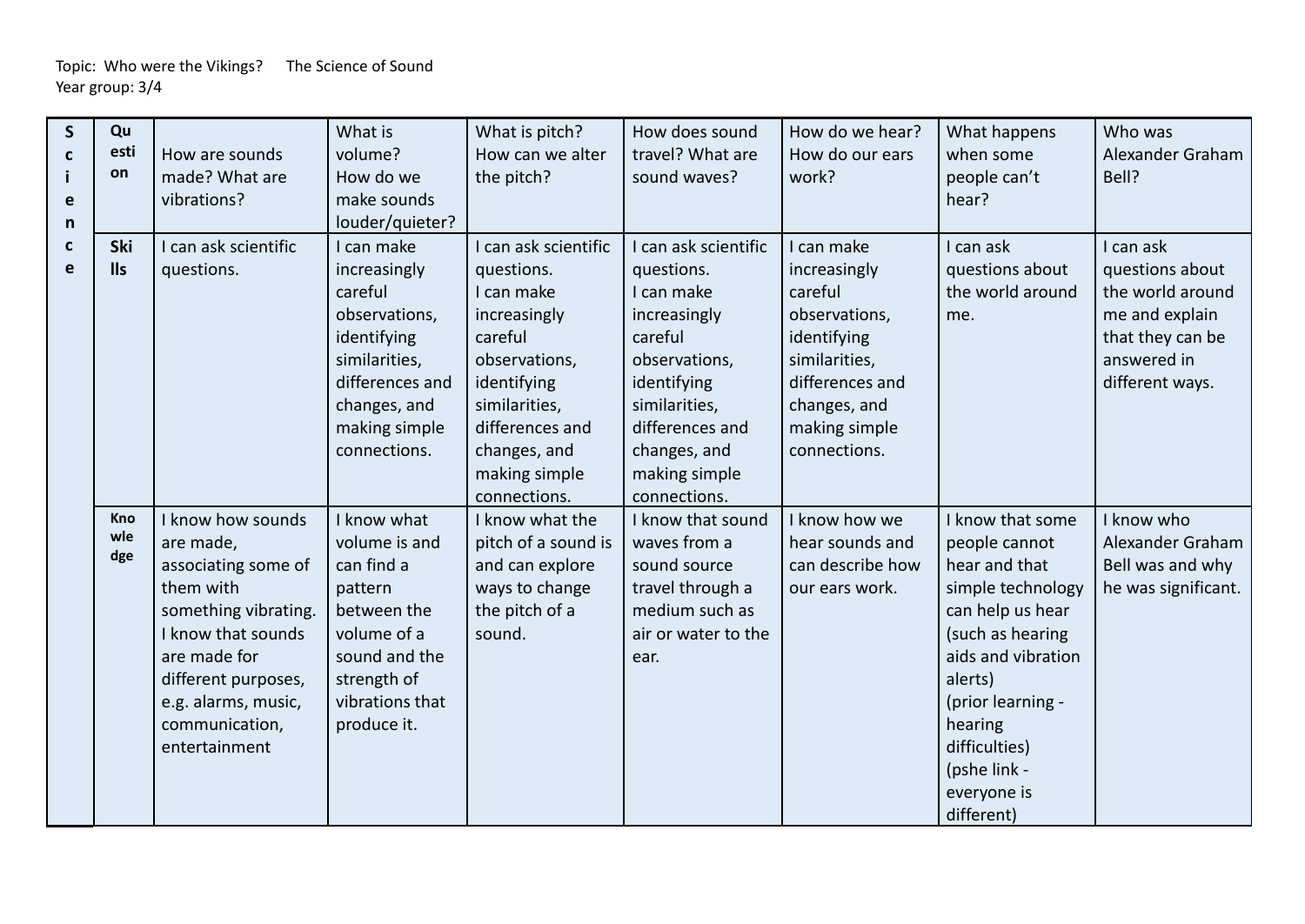Topic: Who were the Vikings? The Science of Sound
Year group: 3/4

| Science | | | | | | | | |
|---|---|---|---|---|---|---|---|---|
| | **Question** | How are sounds made? What are vibrations? | What is volume? How do we make sounds louder/quieter? | What is pitch? How can we alter the pitch? | How does sound travel? What are sound waves? | How do we hear? How do our ears work? | What happens when some people can't hear? | Who was Alexander Graham Bell? |
| | **Skills** | I can ask scientific questions. | I can make increasingly careful observations, identifying similarities, differences and changes, and making simple connections. | I can ask scientific questions. I can make increasingly careful observations, identifying similarities, differences and changes, and making simple connections. | I can ask scientific questions. I can make increasingly careful observations, identifying similarities, differences and changes, and making simple connections. | I can make increasingly careful observations, identifying similarities, differences and changes, and making simple connections. | I can ask questions about the world around me. | I can ask questions about the world around me and explain that they can be answered in different ways. |
| | **Knowledge** | I know how sounds are made, associating some of them with something vibrating. I know that sounds are made for different purposes, e.g. alarms, music, communication, entertainment | I know what volume is and can find a pattern between the volume of a sound and the strength of vibrations that produce it. | I know what the pitch of a sound is and can explore ways to change the pitch of a sound. | I know that sound waves from a sound source travel through a medium such as air or water to the ear. | I know how we hear sounds and can describe how our ears work. | I know that some people cannot hear and that simple technology can help us hear (such as hearing aids and vibration alerts) (prior learning - hearing difficulties) (pshe link - everyone is different) | I know who Alexander Graham Bell was and why he was significant. |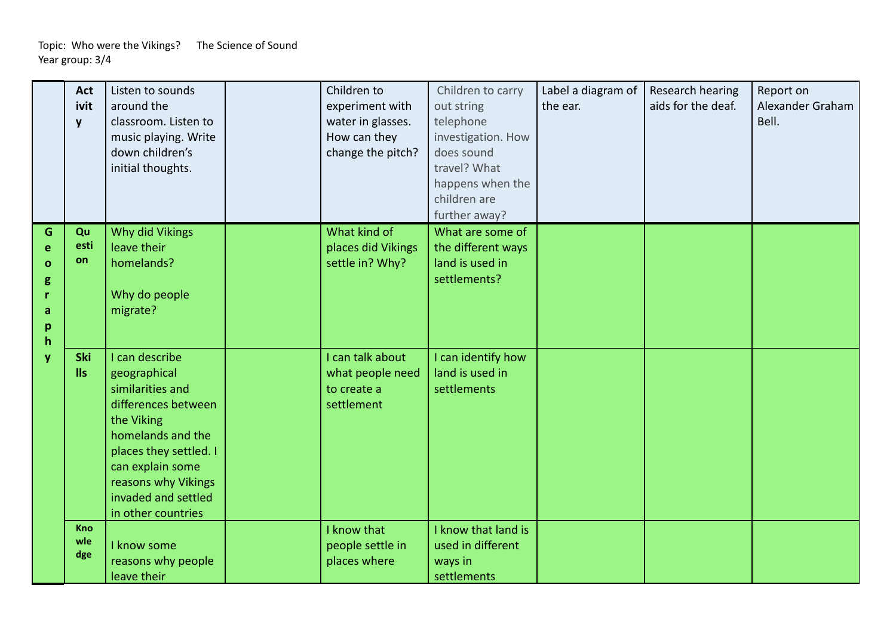Topic: Who were the Vikings? The Science of Sound
Year group: 3/4

| | | | | | | | | |
|---|---|---|---|---|---|---|---|---|
| | Activity | Listen to sounds around the classroom. Listen to music playing. Write down children's initial thoughts. | | Children to experiment with water in glasses. How can they change the pitch? | Children to carry out string telephone investigation. How does sound travel? What happens when the children are further away? | Label a diagram of the ear. | Research hearing aids for the deaf. | Report on Alexander Graham Bell. |
| Geography | Question | Why did Vikings leave their homelands?<br><br>Why do people migrate? | | What kind of places did Vikings settle in? Why? | What are some of the different ways land is used in settlements? | | | |
| | Skills | I can describe geographical similarities and differences between the Viking homelands and the places they settled. I can explain some reasons why Vikings invaded and settled in other countries | | I can talk about what people need to create a settlement | I can identify how land is used in settlements | | | |
| | Knowledge | I know some reasons why people leave their | | I know that people settle in places where | I know that land is used in different ways in settlements | | | |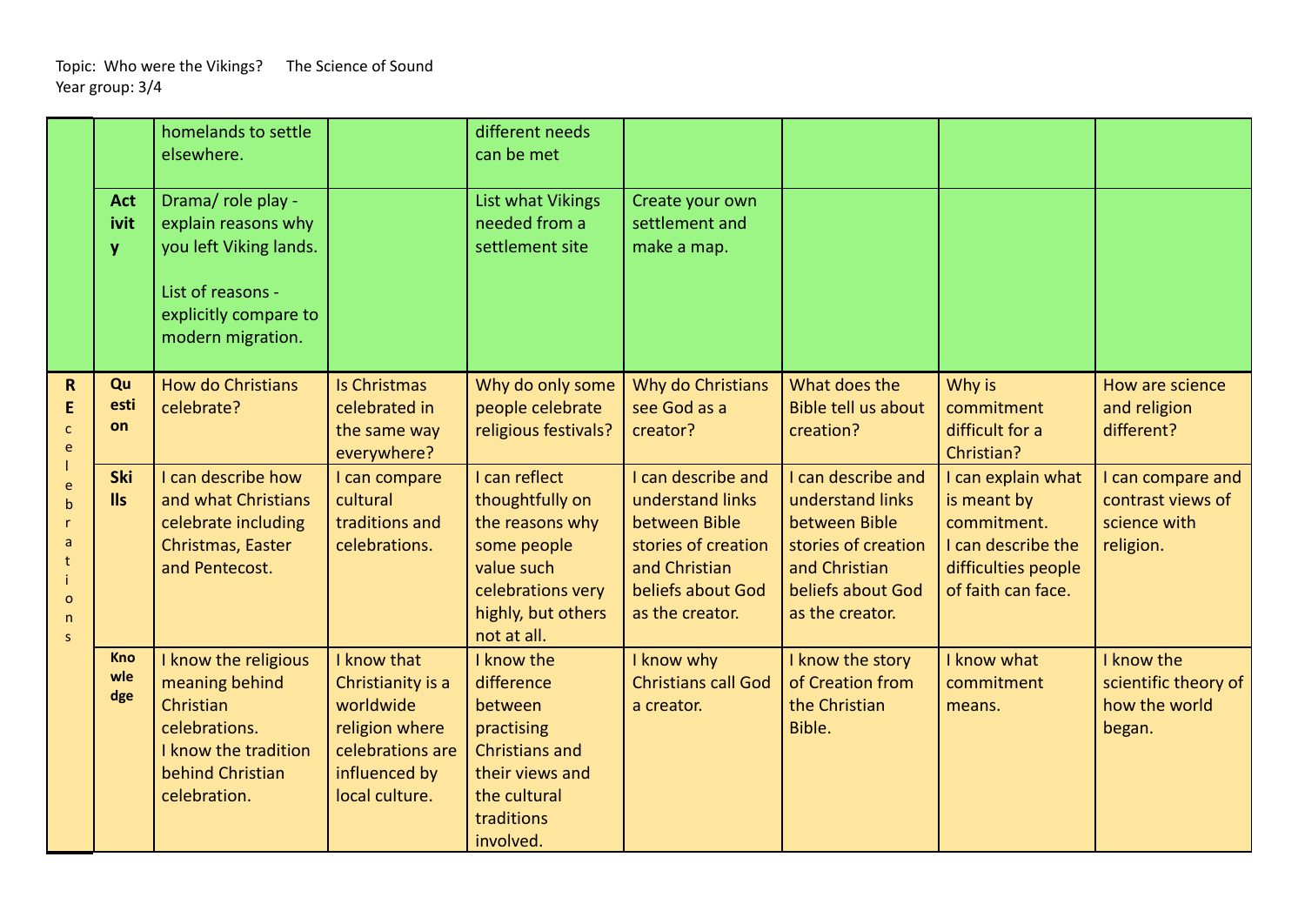Topic: Who were the Vikings? The Science of Sound
Year group: 3/4

| | | | | | | | | |
|---|---|---|---|---|---|---|---|---|
| | | homelands to settle elsewhere. | | different needs can be met | | | | |
| | Activity | Drama/ role play - explain reasons why you left Viking lands.<br><br>List of reasons - explicitly compare to modern migration. | | List what Vikings needed from a settlement site | Create your own settlement and make a map. | | | |
| RE celebrations | Question | How do Christians celebrate? | Is Christmas celebrated in the same way everywhere? | Why do only some people celebrate religious festivals? | Why do Christians see God as a creator? | What does the Bible tell us about creation? | Why is commitment difficult for a Christian? | How are science and religion different? |
| | Skills | I can describe how and what Christians celebrate including Christmas, Easter and Pentecost. | I can compare cultural traditions and celebrations. | I can reflect thoughtfully on the reasons why some people value such celebrations very highly, but others not at all. | I can describe and understand links between Bible stories of creation and Christian beliefs about God as the creator. | I can describe and understand links between Bible stories of creation and Christian beliefs about God as the creator. | I can explain what is meant by commitment.<br>I can describe the difficulties people of faith can face. | I can compare and contrast views of science with religion. |
| | Knowledge | I know the religious meaning behind Christian celebrations.<br>I know the tradition behind Christian celebration. | I know that Christianity is a worldwide religion where celebrations are influenced by local culture. | I know the difference between practising Christians and their views and the cultural traditions involved. | I know why Christians call God a creator. | I know the story of Creation from the Christian Bible. | I know what commitment means. | I know the scientific theory of how the world began. |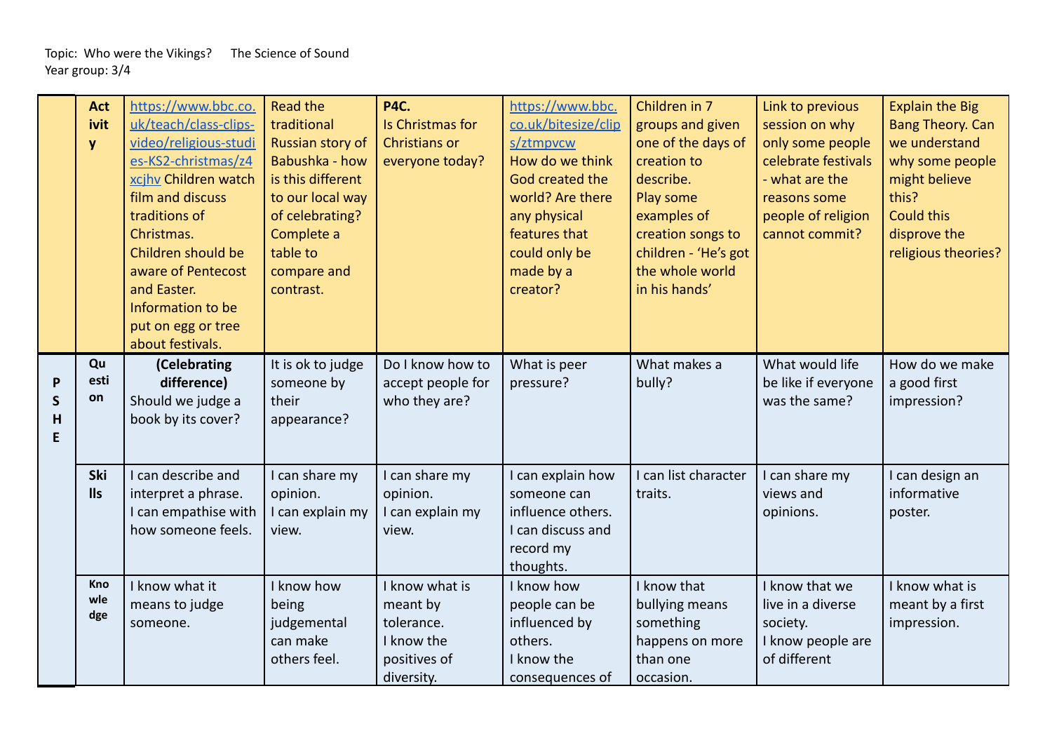Topic: Who were the Vikings? The Science of Sound
Year group: 3/4

| | | | | | | | | |
|---|---|---|---|---|---|---|---|---|
| | **Activity** | https://www.bbc.co.uk/teach/class-clips-video/religious-studies-KS2-christmas/z4xcjhv Children watch film and discuss traditions of Christmas. Children should be aware of Pentecost and Easter. Information to be put on egg or tree about festivals. | Read the traditional Russian story of Babushka - how is this different to our local way of celebrating? Complete a table to compare and contrast. | **P4C.** Is Christmas for Christians or everyone today? | https://www.bbc.co.uk/bitesize/clips/ztmpvcw How do we think God created the world? Are there any physical features that could only be made by a creator? | Children in 7 groups and given one of the days of creation to describe. Play some examples of creation songs to children - 'He's got the whole world in his hands' | Link to previous session on why only some people celebrate festivals - what are the reasons some people of religion cannot commit? | Explain the Big Bang Theory. Can we understand why some people might believe this? Could this disprove the religious theories? |
| **PSHE** | **Question** | **(Celebrating difference)** Should we judge a book by its cover? | It is ok to judge someone by their appearance? | Do I know how to accept people for who they are? | What is peer pressure? | What makes a bully? | What would life be like if everyone was the same? | How do we make a good first impression? |
| | **Skills** | I can describe and interpret a phrase. I can empathise with how someone feels. | I can share my opinion. I can explain my view. | I can share my opinion. I can explain my view. | I can explain how someone can influence others. I can discuss and record my thoughts. | I can list character traits. | I can share my views and opinions. | I can design an informative poster. |
| | **Knowledge** | I know what it means to judge someone. | I know how being judgemental can make others feel. | I know what is meant by tolerance. I know the positives of diversity. | I know how people can be influenced by others. I know the consequences of | I know that bullying means something happens on more than one occasion. | I know that we live in a diverse society. I know people are of different | I know what is meant by a first impression. |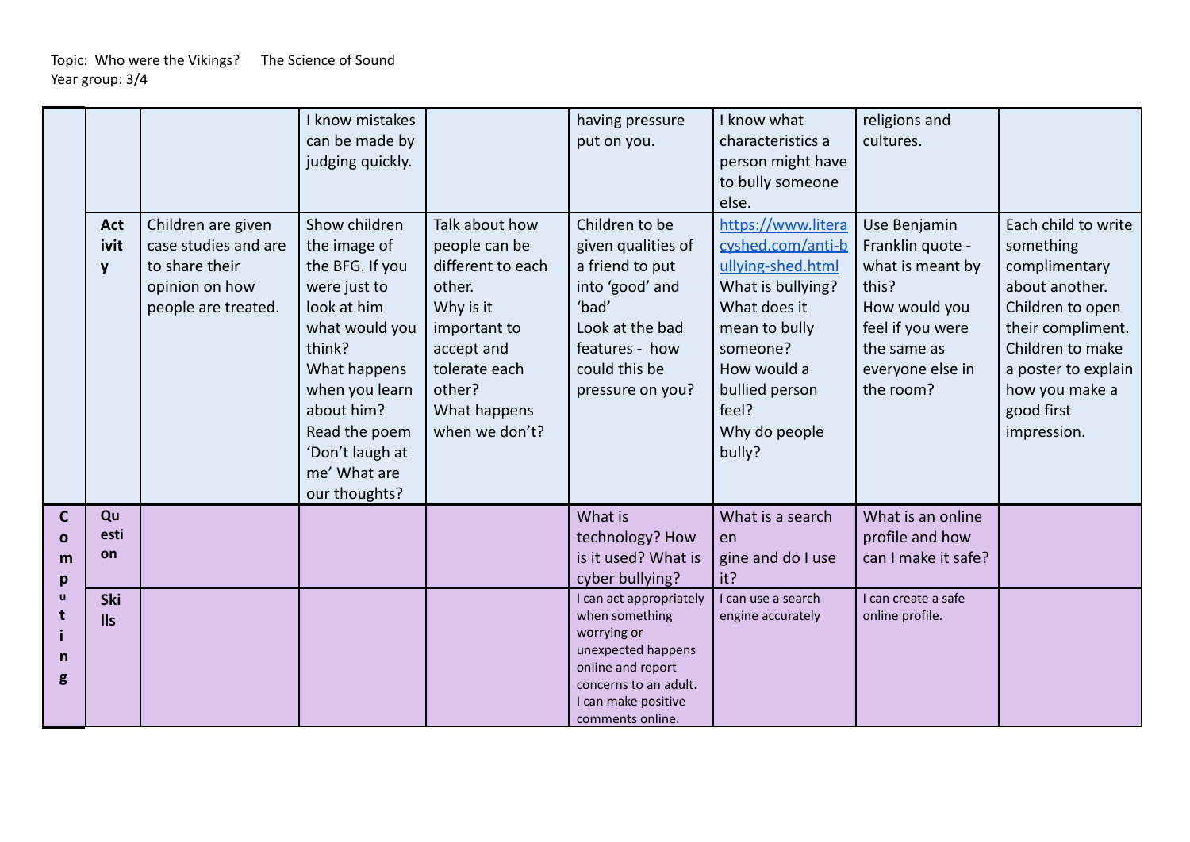Topic: Who were the Vikings? The Science of Sound
Year group: 3/4

| | | | | | | | | |
|---|---|---|---|---|---|---|---|---|
| | | | I know mistakes can be made by judging quickly. | | having pressure put on you. | I know what characteristics a person might have to bully someone else. | religions and cultures. | |
| | Activity | Children are given case studies and are to share their opinion on how people are treated. | Show children the image of the BFG. If you were just to look at him what would you think? What happens when you learn about him? Read the poem 'Don't laugh at me' What are our thoughts? | Talk about how people can be different to each other. Why is it important to accept and tolerate each other? What happens when we don't? | Children to be given qualities of a friend to put into 'good' and 'bad' Look at the bad features - how could this be pressure on you? | https://www.literacyshed.com/anti-bullying-shed.html What is bullying? What does it mean to bully someone? How would a bullied person feel? Why do people bully? | Use Benjamin Franklin quote - what is meant by this? How would you feel if you were the same as everyone else in the room? | Each child to write something complimentary about another. Children to open their compliment. Children to make a poster to explain how you make a good first impression. |
| **Computing** | **Question** | | | | What is technology? How is it used? What is cyber bullying? | What is a search engine and do I use it? | What is an online profile and how can I make it safe? | |
| | **Skills** | | | | I can act appropriately when something worrying or unexpected happens online and report concerns to an adult. I can make positive comments online. | I can use a search engine accurately | I can create a safe online profile. | |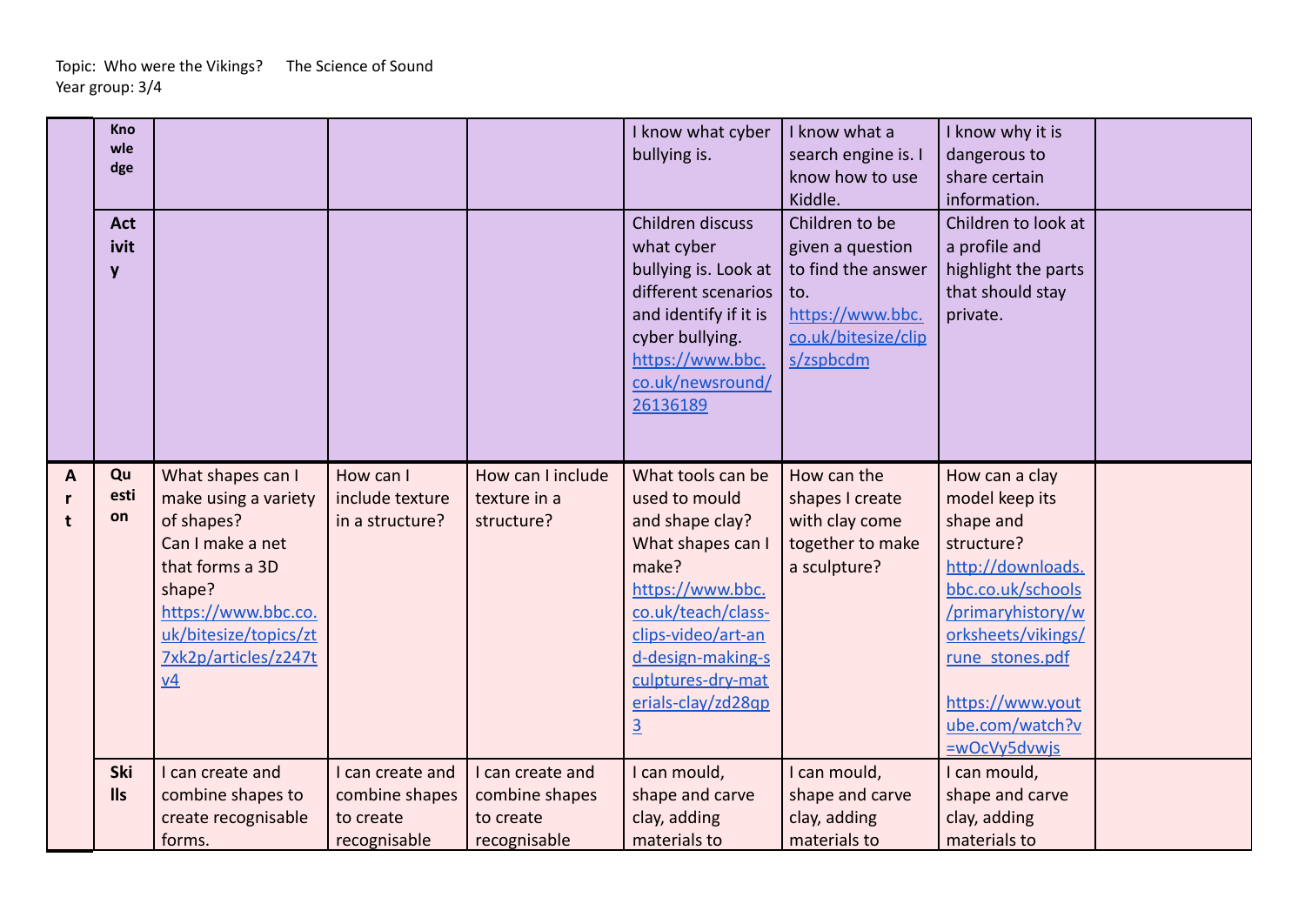Topic: Who were the Vikings? The Science of Sound
Year group: 3/4

| | | | | | | | | |
|---|---|---|---|---|---|---|---|---|
| | Knowledge | | | | I know what cyber bullying is. | I know what a search engine is. I know how to use Kiddle. | I know why it is dangerous to share certain information. | |
| | Activity | | | | Children discuss what cyber bullying is. Look at different scenarios and identify if it is cyber bullying. https://www.bbc.co.uk/newsround/26136189 | Children to be given a question to find the answer to. https://www.bbc.co.uk/bitesize/clips/zspbcdm | Children to look at a profile and highlight the parts that should stay private. | |
| Art | Question | What shapes can I make using a variety of shapes? Can I make a net that forms a 3D shape? https://www.bbc.co.uk/bitesize/topics/zt7xk2p/articles/z247tv4 | How can I include texture in a structure? | How can I include texture in a structure? | What tools can be used to mould and shape clay? What shapes can I make? https://www.bbc.co.uk/teach/class-clips-video/art-and-design-making-sculptures-dry-materials-clay/zd28qp3 | How can the shapes I create with clay come together to make a sculpture? | How can a clay model keep its shape and structure? http://downloads.bbc.co.uk/schools/primaryhistory/worksheets/vikings/rune_stones.pdf<br><br>https://www.youtube.com/watch?v=wOcVy5dvwjs | |
| | Skills | I can create and combine shapes to create recognisable forms. | I can create and combine shapes to create recognisable | I can create and combine shapes to create recognisable | I can mould, shape and carve clay, adding materials to | I can mould, shape and carve clay, adding materials to | I can mould, shape and carve clay, adding materials to | |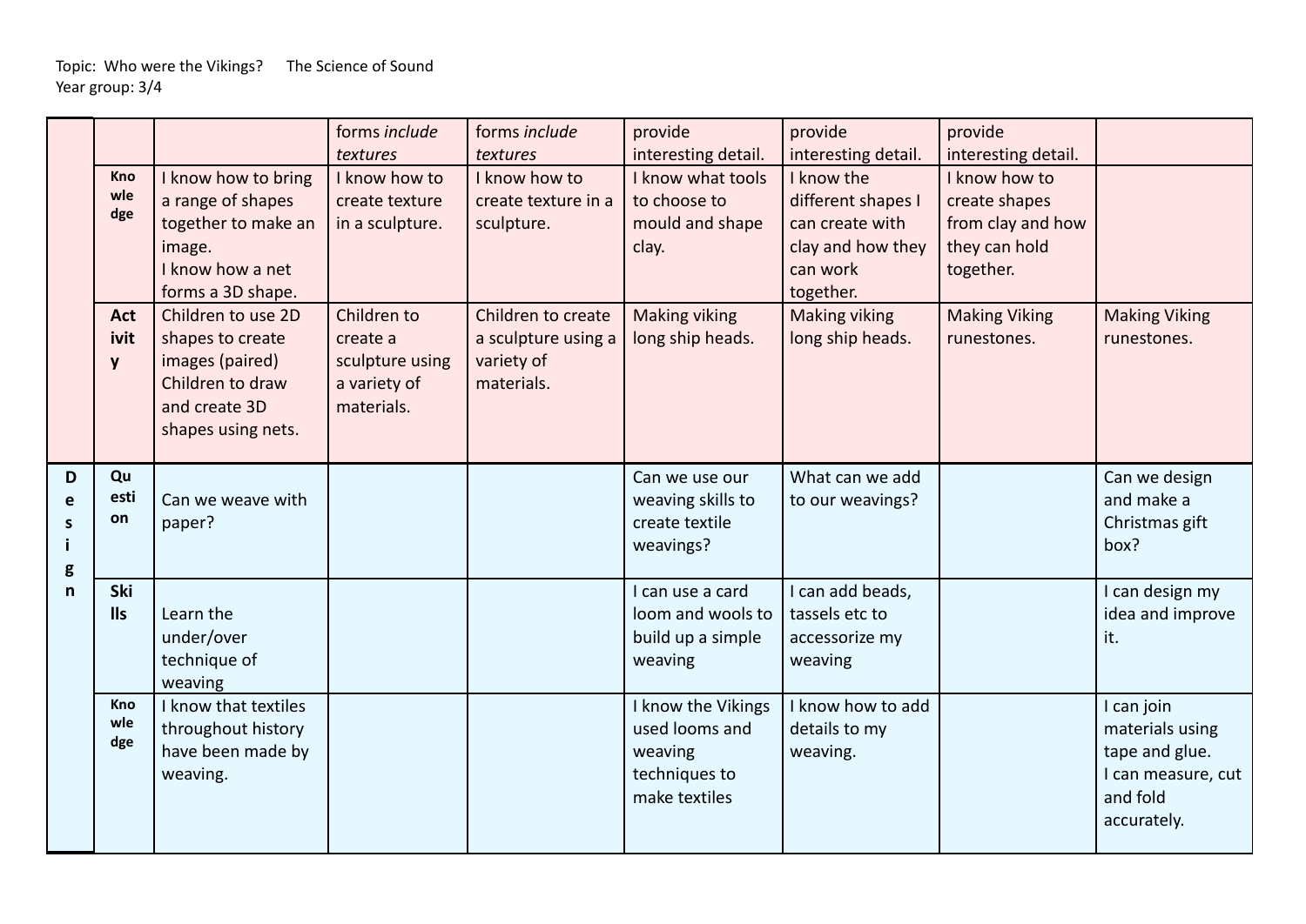Topic: Who were the Vikings? The Science of Sound
Year group: 3/4

| | | | | | | | | |
|---|---|---|---|---|---|---|---|---|
| | | | forms *include textures* | forms *include textures* | provide interesting detail. | provide interesting detail. | provide interesting detail. | |
| | Knowledge | I know how to bring a range of shapes together to make an image. I know how a net forms a 3D shape. | I know how to create texture in a sculpture. | I know how to create texture in a sculpture. | I know what tools to choose to mould and shape clay. | I know the different shapes I can create with clay and how they can work together. | I know how to create shapes from clay and how they can hold together. | |
| | Activity | Children to use 2D shapes to create images (paired) Children to draw and create 3D shapes using nets. | Children to create a sculpture using a variety of materials. | Children to create a sculpture using a variety of materials. | Making viking long ship heads. | Making viking long ship heads. | Making Viking runestones. | Making Viking runestones. |
| Design | Question | Can we weave with paper? | | | Can we use our weaving skills to create textile weavings? | What can we add to our weavings? | | Can we design and make a Christmas gift box? |
| | Skills | Learn the under/over technique of weaving | | | I can use a card loom and wools to build up a simple weaving | I can add beads, tassels etc to accessorize my weaving | | I can design my idea and improve it. |
| | Knowledge | I know that textiles throughout history have been made by weaving. | | | I know the Vikings used looms and weaving techniques to make textiles | I know how to add details to my weaving. | | I can join materials using tape and glue. I can measure, cut and fold accurately. |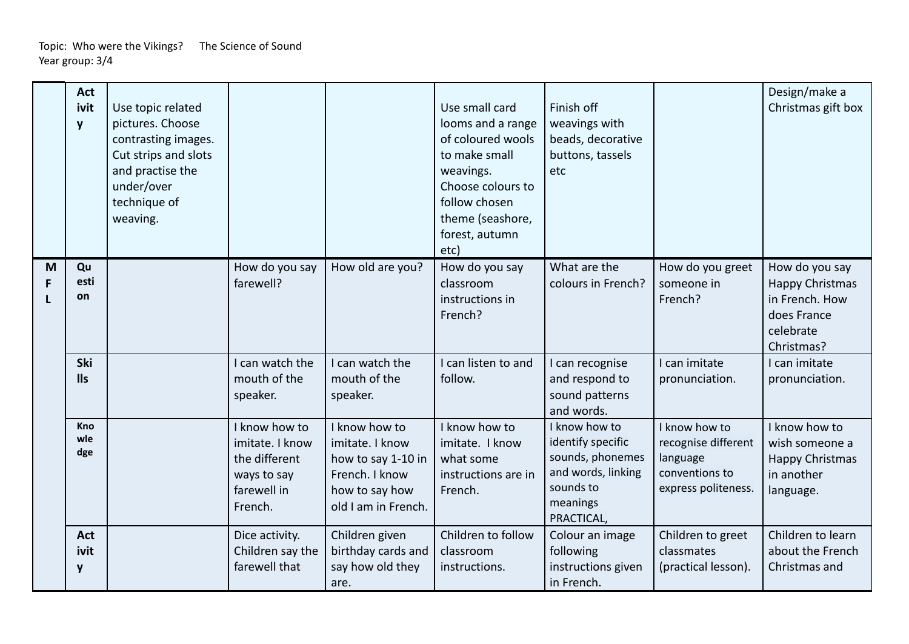Topic: Who were the Vikings? The Science of Sound
Year group: 3/4

| | | | | | | | | |
|---|---|---|---|---|---|---|---|---|
| | Activity | Use topic related pictures. Choose contrasting images. Cut strips and slots and practise the under/over technique of weaving. | | | Use small card looms and a range of coloured wools to make small weavings. Choose colours to follow chosen theme (seashore, forest, autumn etc) | Finish off weavings with beads, decorative buttons, tassels etc | | Design/make a Christmas gift box |
| MFL | Question | | How do you say farewell? | How old are you? | How do you say classroom instructions in French? | What are the colours in French? | How do you greet someone in French? | How do you say Happy Christmas in French. How does France celebrate Christmas? |
| | Skills | | I can watch the mouth of the speaker. | I can watch the mouth of the speaker. | I can listen to and follow. | I can recognise and respond to sound patterns and words. | I can imitate pronunciation. | I can imitate pronunciation. |
| | Knowledge | | I know how to imitate. I know the different ways to say farewell in French. | I know how to imitate. I know how to say 1-10 in French. I know how to say how old I am in French. | I know how to imitate. I know what some instructions are in French. | I know how to identify specific sounds, phonemes and words, linking sounds to meanings PRACTICAL, | I know how to recognise different language conventions to express politeness. | I know how to wish someone a Happy Christmas in another language. |
| | Activity | | Dice activity. Children say the farewell that | Children given birthday cards and say how old they are. | Children to follow classroom instructions. | Colour an image following instructions given in French. | Children to greet classmates (practical lesson). | Children to learn about the French Christmas and |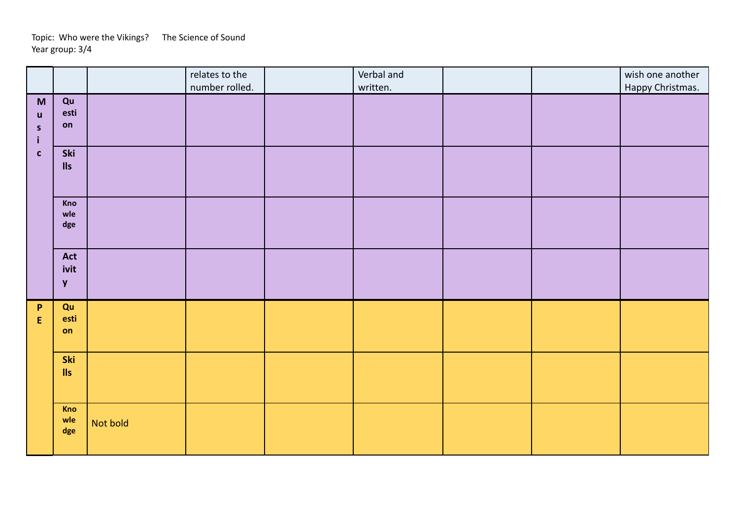Topic: Who were the Vikings? The Science of Sound
Year group: 3/4

| | | | | | | | | |
|---|---|---|---|---|---|---|---|---|
| | | | relates to the number rolled. | | Verbal and written. | | | wish one another Happy Christmas. |
| Music | **Question** | | | | | | | |
| | **Skills** | | | | | | | |
| | **Knowledge** | | | | | | | |
| | **Activity** | | | | | | | |
| PE | **Question** | | | | | | | |
| | **Skills** | | | | | | | |
| | **Knowledge** | Not bold | | | | | | |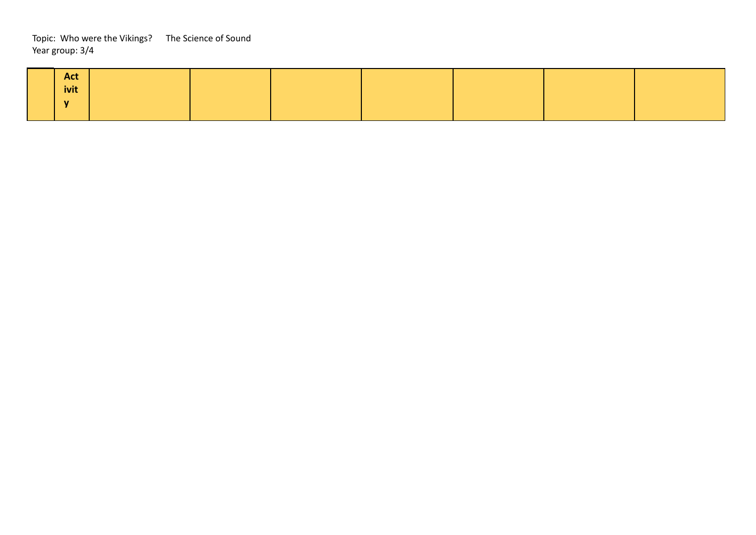Topic: Who were the Vikings? The Science of Sound
Year group: 3/4

| | | | | | | | | |
|---|---|---|---|---|---|---|---|---|
| | **Activity** | | | | | | | |